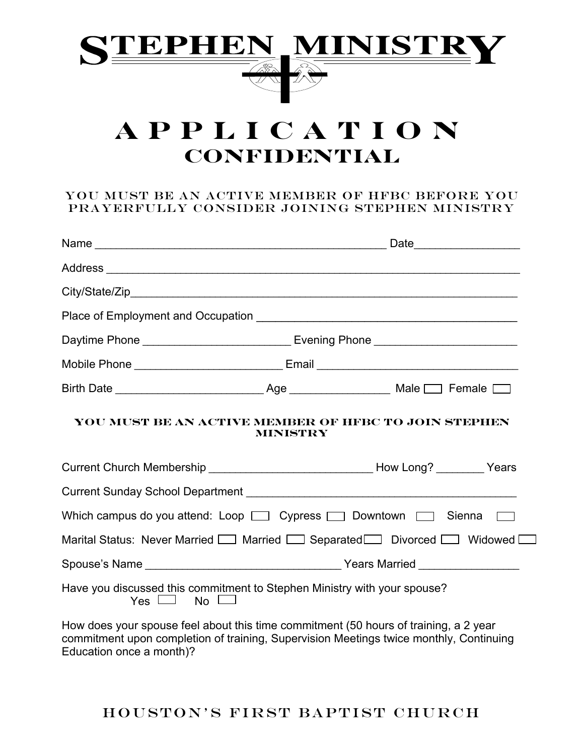# STEPHEN MINISTRY

# APPLICATION

## CONFIDENTIAL

**YOU MUST BE AN ACTIVE MEMBER OF HFBC BEFORE YOU PRAYERFULLY CONSIDER JOINING STEPHEN MINISTRY**

Name ________________________________________________ Date________________

Address ____________________________________________________________________

City/State/Zip_______________________________________________________________

Place of Employment and Occupation __________________________________________

Daytime Phone _______________________ Evening Phone ______________________

Mobile Phone _______________________ Email ________________________________

Birth Date _______________________ Age _______________ Male ☐ Female ☐

**YOU MUST BE AN ACTIVE MEMBER OF HFBC TO JOIN STEPHEN MINISTRY**

Current Church Membership __________________________ How Long? _______ Years

Current Sunday School Department ___________________________________________

Which campus do you attend: Loop ☐ Cypress ☐ Downtown ☐ Sienna ☐

Marital Status: Never Married ☐ Married ☐ Separated ☐ Divorced ☐ Widowed ☐

Spouse's Name ______________________________ Years Married _______________

Have you discussed this commitment to Stephen Ministry with your spouse?
Yes ☐ No ☐

How does your spouse feel about this time commitment (50 hours of training, a 2 year commitment upon completion of training, Supervision Meetings twice monthly, Continuing Education once a month)?

HOUSTON'S FIRST BAPTIST CHURCH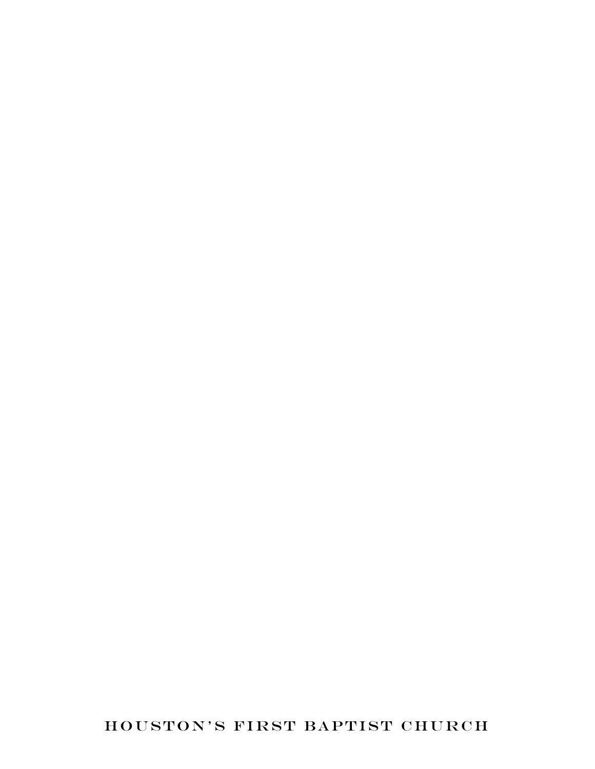HOUSTON'S FIRST BAPTIST CHURCH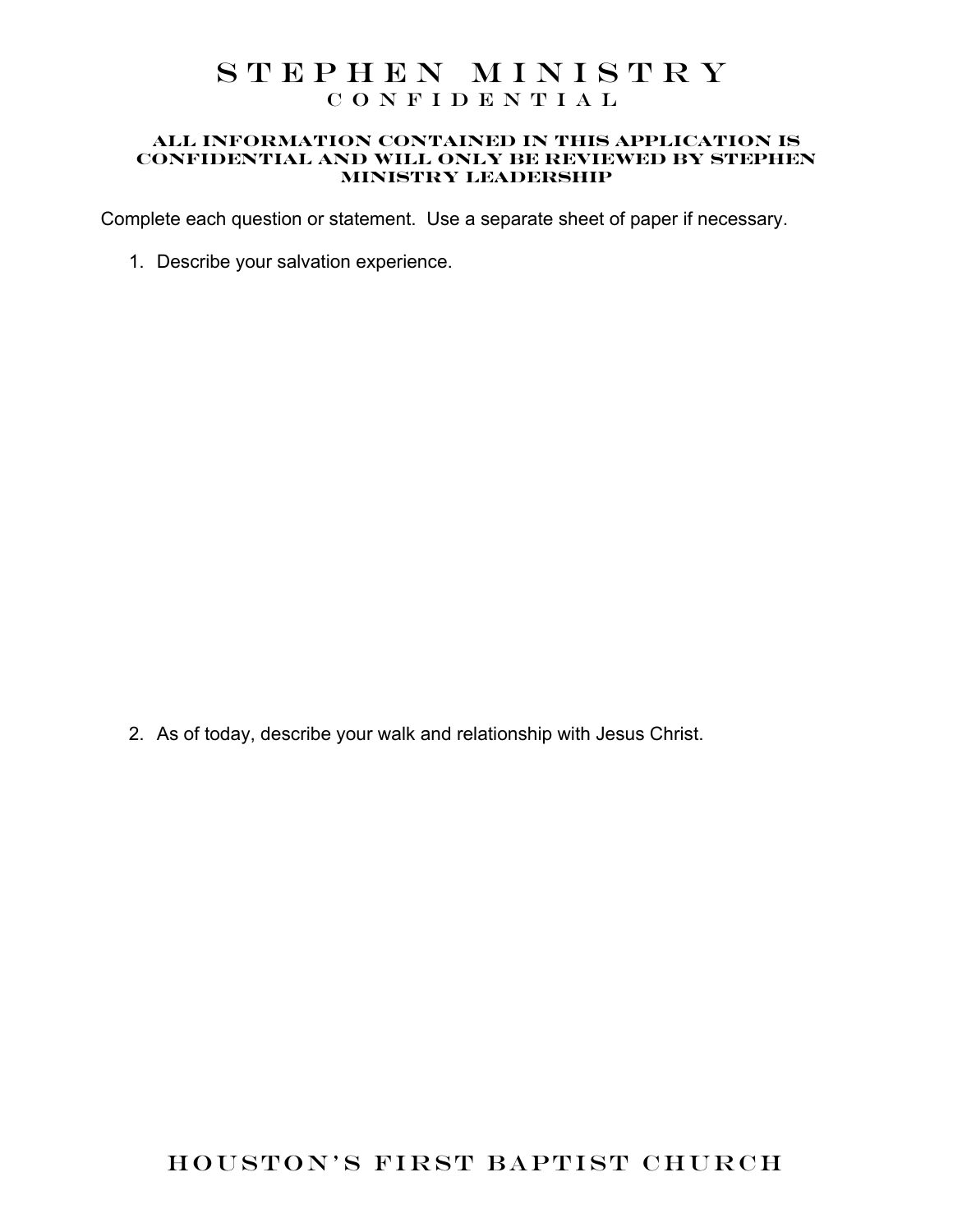# STEPHEN MINISTRY

## CONFIDENTIAL

**ALL INFORMATION CONTAINED IN THIS APPLICATION IS CONFIDENTIAL AND WILL ONLY BE REVIEWED BY STEPHEN MINISTRY LEADERSHIP**

Complete each question or statement. Use a separate sheet of paper if necessary.

1. Describe your salvation experience.

2. As of today, describe your walk and relationship with Jesus Christ.

HOUSTON'S FIRST BAPTIST CHURCH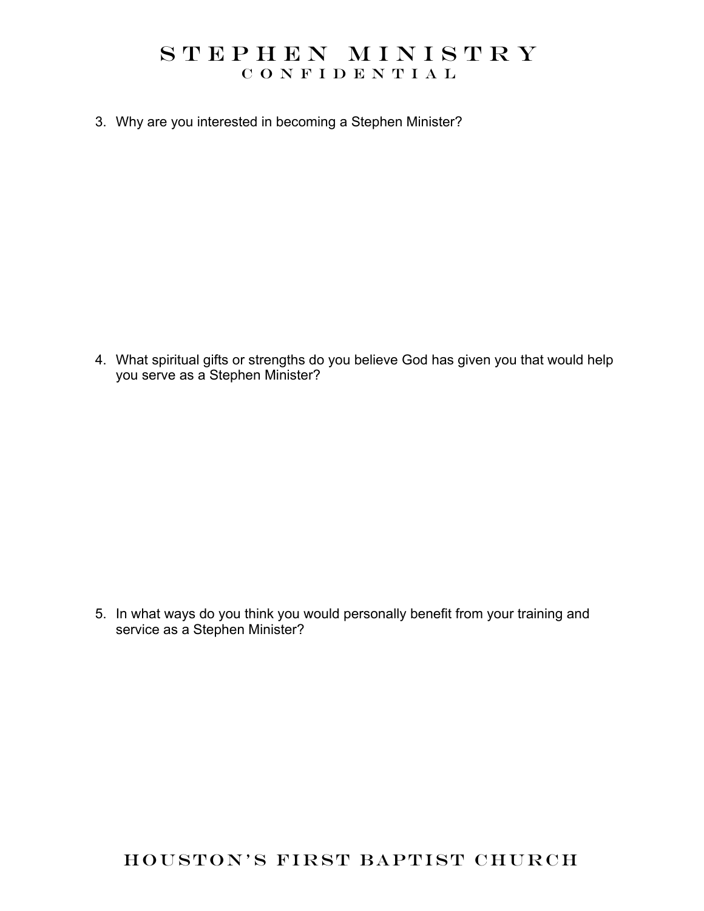3. Why are you interested in becoming a Stephen Minister?

4. What spiritual gifts or strengths do you believe God has given you that would help you serve as a Stephen Minister?

5. In what ways do you think you would personally benefit from your training and service as a Stephen Minister?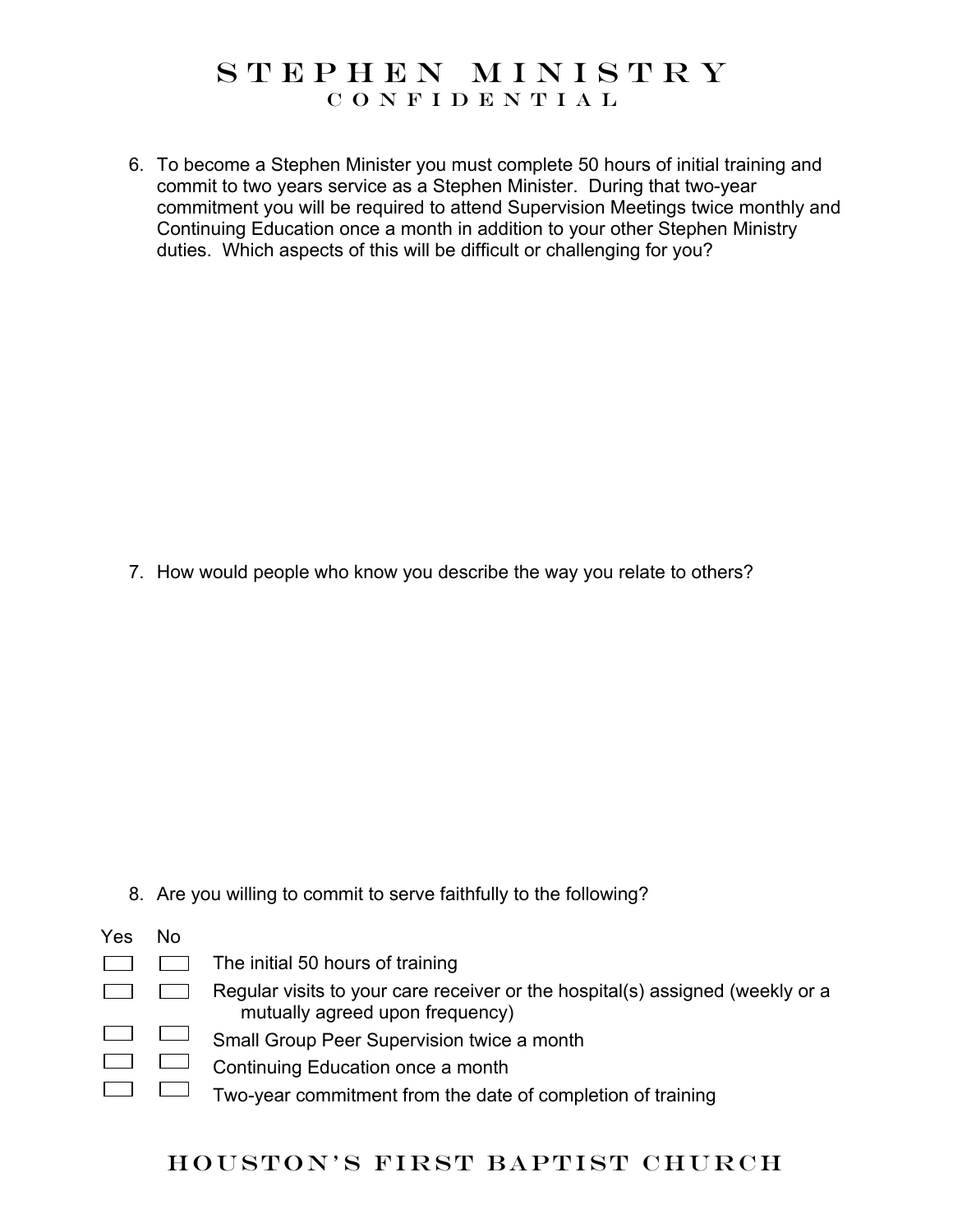6. To become a Stephen Minister you must complete 50 hours of initial training and commit to two years service as a Stephen Minister. During that two-year commitment you will be required to attend Supervision Meetings twice monthly and Continuing Education once a month in addition to your other Stephen Ministry duties. Which aspects of this will be difficult or challenging for you?

7. How would people who know you describe the way you relate to others?

8. Are you willing to commit to serve faithfully to the following?

| Yes | No | |
|---|---|---|
| ☐ | ☐ | The initial 50 hours of training |
| ☐ | ☐ | Regular visits to your care receiver or the hospital(s) assigned (weekly or a mutually agreed upon frequency) |
| ☐ | ☐ | Small Group Peer Supervision twice a month |
| ☐ | ☐ | Continuing Education once a month |
| ☐ | ☐ | Two-year commitment from the date of completion of training |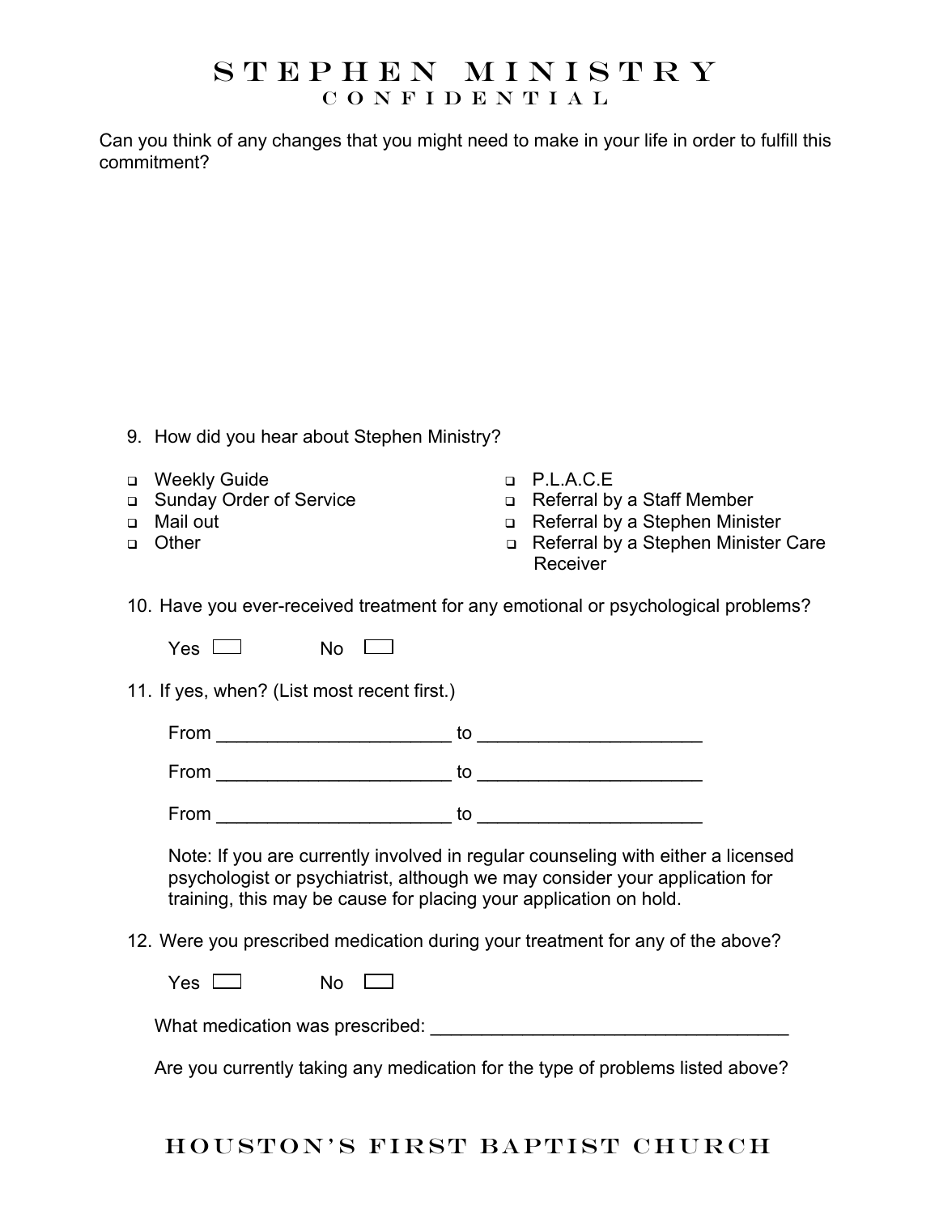Can you think of any changes that you might need to make in your life in order to fulfill this commitment?

9. How did you hear about Stephen Ministry?

- ❑ Weekly Guide
- ❑ Sunday Order of Service
- ❑ Mail out
- ❑ Other
- ❑ P.L.A.C.E
- ❑ Referral by a Staff Member
- ❑ Referral by a Stephen Minister
- ❑ Referral by a Stephen Minister Care Receiver

10. Have you ever-received treatment for any emotional or psychological problems?

    Yes ☐ No ☐

11. If yes, when? (List most recent first.)

    From ______________________ to _____________________

    From ______________________ to _____________________

    From ______________________ to _____________________

    Note: If you are currently involved in regular counseling with either a licensed psychologist or psychiatrist, although we may consider your application for training, this may be cause for placing your application on hold.

12. Were you prescribed medication during your treatment for any of the above?

    Yes ☐ No ☐

    What medication was prescribed: ___________________________________

    Are you currently taking any medication for the type of problems listed above?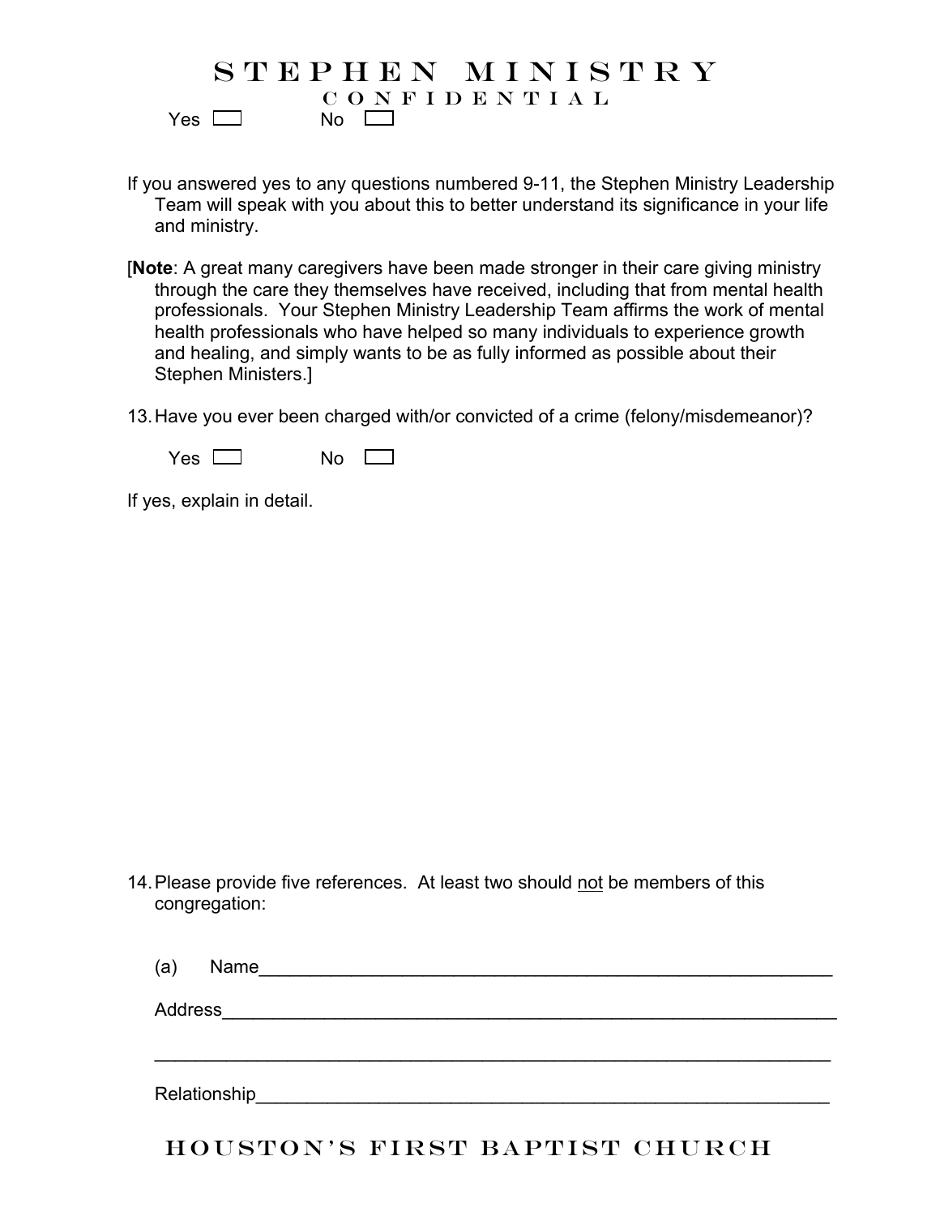Yes ☐ No ☐

If you answered yes to any questions numbered 9-11, the Stephen Ministry Leadership Team will speak with you about this to better understand its significance in your life and ministry.

[**Note**: A great many caregivers have been made stronger in their care giving ministry through the care they themselves have received, including that from mental health professionals. Your Stephen Ministry Leadership Team affirms the work of mental health professionals who have helped so many individuals to experience growth and healing, and simply wants to be as fully informed as possible about their Stephen Ministers.]

13. Have you ever been charged with/or convicted of a crime (felony/misdemeanor)?

    Yes ☐ No ☐

If yes, explain in detail.

14. Please provide five references. At least two should <u>not</u> be members of this congregation:

    (a) Name____________________________________________________________

    Address_________________________________________________________________

    ________________________________________________________________________

    Relationship____________________________________________________________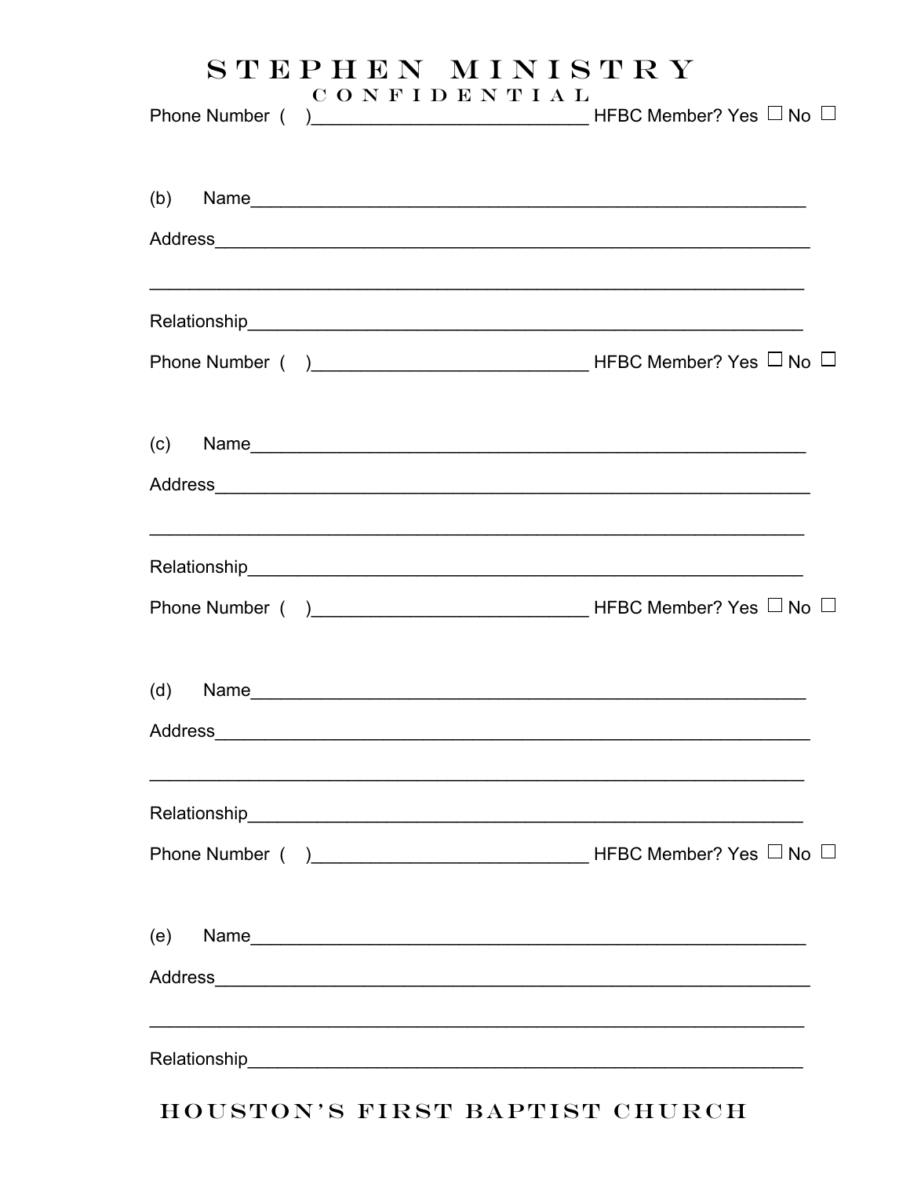# STEPHEN MINISTRY

CONFIDENTIAL

Phone Number (   )___________________________ HFBC Member? Yes ☐ No ☐

(b) Name_____________________________________________________

Address_________________________________________________________

_______________________________________________________________

Relationship_____________________________________________________

Phone Number (   )___________________________ HFBC Member? Yes ☐ No ☐

(c) Name_____________________________________________________

Address_________________________________________________________

_______________________________________________________________

Relationship_____________________________________________________

Phone Number (   )___________________________ HFBC Member? Yes ☐ No ☐

(d) Name_____________________________________________________

Address_________________________________________________________

_______________________________________________________________

Relationship_____________________________________________________

Phone Number (   )___________________________ HFBC Member? Yes ☐ No ☐

(e) Name_____________________________________________________

Address_________________________________________________________

_______________________________________________________________

Relationship_____________________________________________________

HOUSTON'S FIRST BAPTIST CHURCH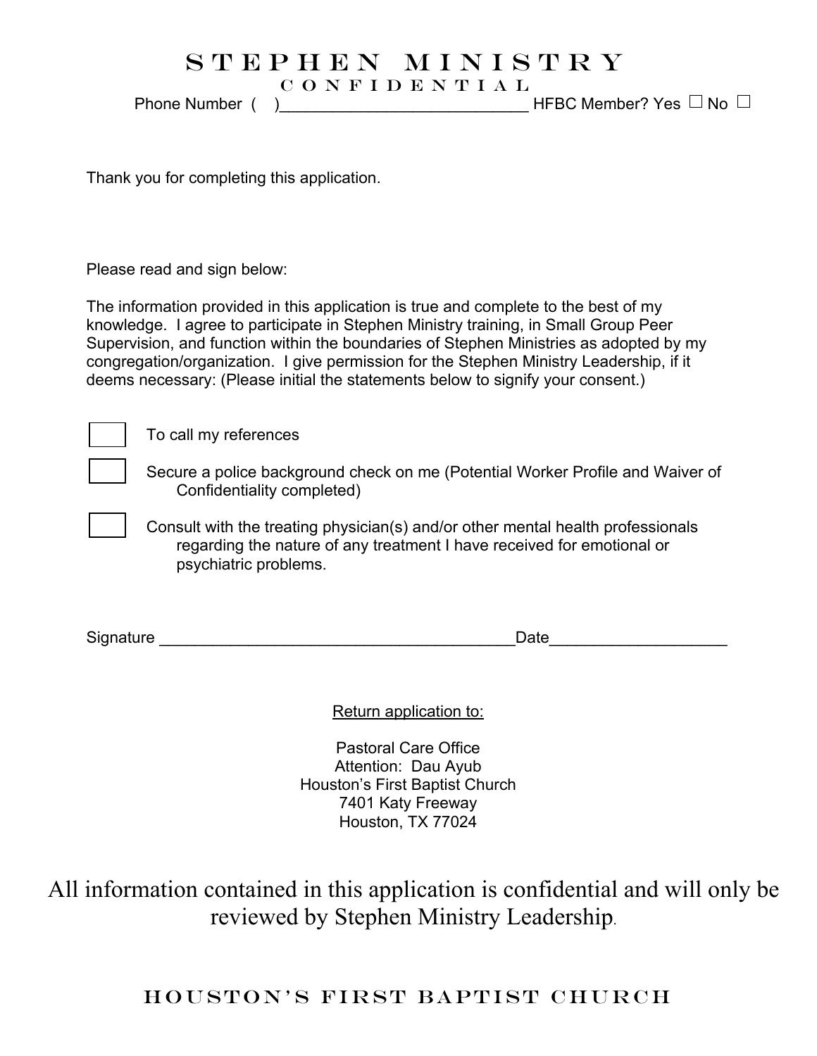# STEPHEN MINISTRY

CONFIDENTIAL

Phone Number (   )____________________________ HFBC Member? Yes ☐ No ☐

Thank you for completing this application.

Please read and sign below:

The information provided in this application is true and complete to the best of my knowledge. I agree to participate in Stephen Ministry training, in Small Group Peer Supervision, and function within the boundaries of Stephen Ministries as adopted by my congregation/organization. I give permission for the Stephen Ministry Leadership, if it deems necessary: (Please initial the statements below to signify your consent.)

☐ To call my references

☐ Secure a police background check on me (Potential Worker Profile and Waiver of Confidentiality completed)

☐ Consult with the treating physician(s) and/or other mental health professionals regarding the nature of any treatment I have received for emotional or psychiatric problems.

Signature ________________________________________Date____________________

Return application to:

Pastoral Care Office
Attention: Dau Ayub
Houston's First Baptist Church
7401 Katy Freeway
Houston, TX 77024

All information contained in this application is confidential and will only be reviewed by Stephen Ministry Leadership.

HOUSTON'S FIRST BAPTIST CHURCH